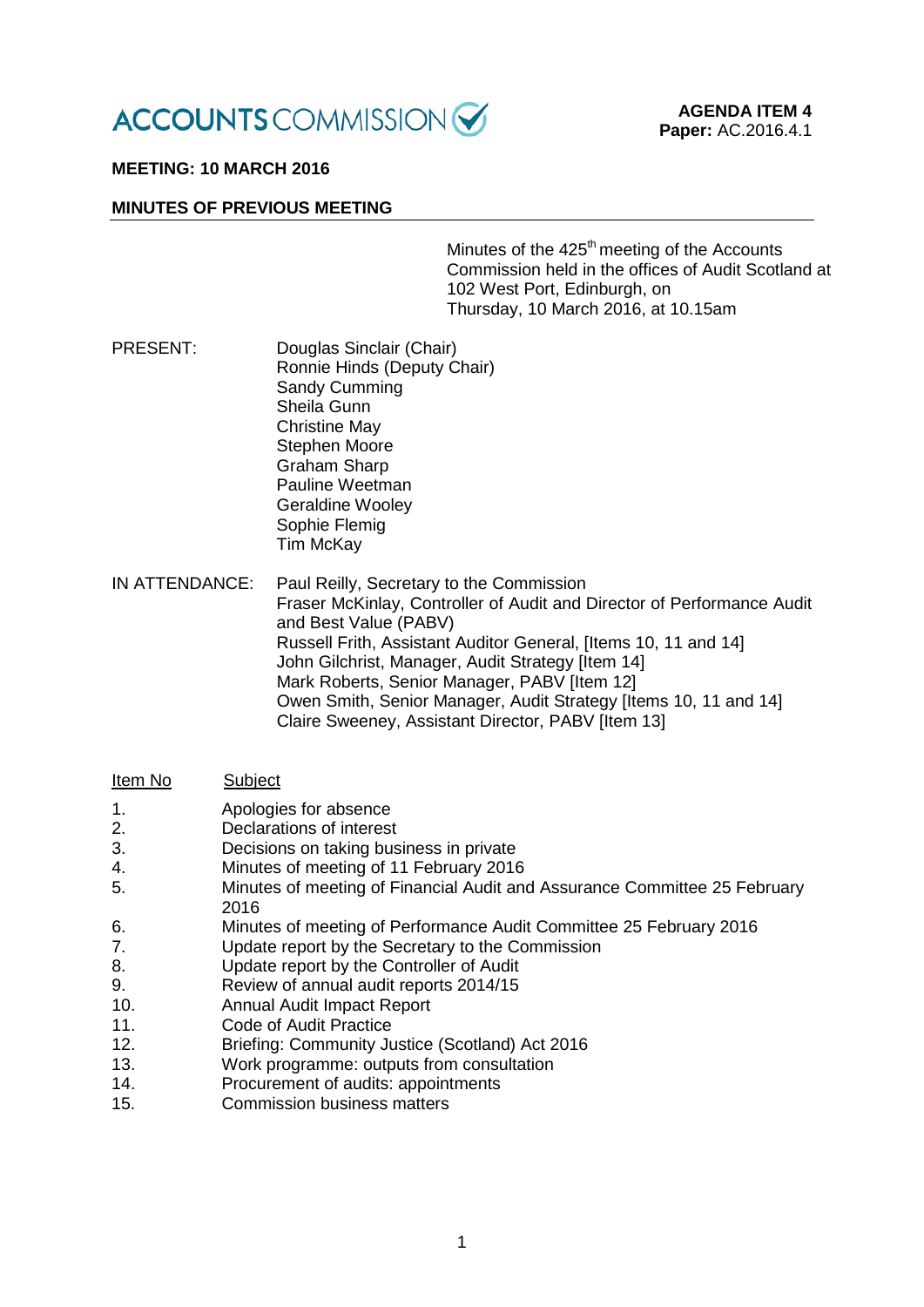ACCOUNTS COMMISSION

**AGENDA ITEM 4**
**Paper:** AC.2016.4.1

**MEETING: 10 MARCH 2016**

**MINUTES OF PREVIOUS MEETING**

Minutes of the 425th meeting of the Accounts Commission held in the offices of Audit Scotland at 102 West Port, Edinburgh, on Thursday, 10 March 2016, at 10.15am

PRESENT: Douglas Sinclair (Chair)
Ronnie Hinds (Deputy Chair)
Sandy Cumming
Sheila Gunn
Christine May
Stephen Moore
Graham Sharp
Pauline Weetman
Geraldine Wooley
Sophie Flemig
Tim McKay

IN ATTENDANCE: Paul Reilly, Secretary to the Commission
Fraser McKinlay, Controller of Audit and Director of Performance Audit and Best Value (PABV)
Russell Frith, Assistant Auditor General, [Items 10, 11 and 14]
John Gilchrist, Manager, Audit Strategy [Item 14]
Mark Roberts, Senior Manager, PABV [Item 12]
Owen Smith, Senior Manager, Audit Strategy [Items 10, 11 and 14]
Claire Sweeney, Assistant Director, PABV [Item 13]

| Item No | Subject |
|---|---|
| 1. | Apologies for absence |
| 2. | Declarations of interest |
| 3. | Decisions on taking business in private |
| 4. | Minutes of meeting of 11 February 2016 |
| 5. | Minutes of meeting of Financial Audit and Assurance Committee 25 February 2016 |
| 6. | Minutes of meeting of Performance Audit Committee 25 February 2016 |
| 7. | Update report by the Secretary to the Commission |
| 8. | Update report by the Controller of Audit |
| 9. | Review of annual audit reports 2014/15 |
| 10. | Annual Audit Impact Report |
| 11. | Code of Audit Practice |
| 12. | Briefing: Community Justice (Scotland) Act 2016 |
| 13. | Work programme: outputs from consultation |
| 14. | Procurement of audits: appointments |
| 15. | Commission business matters |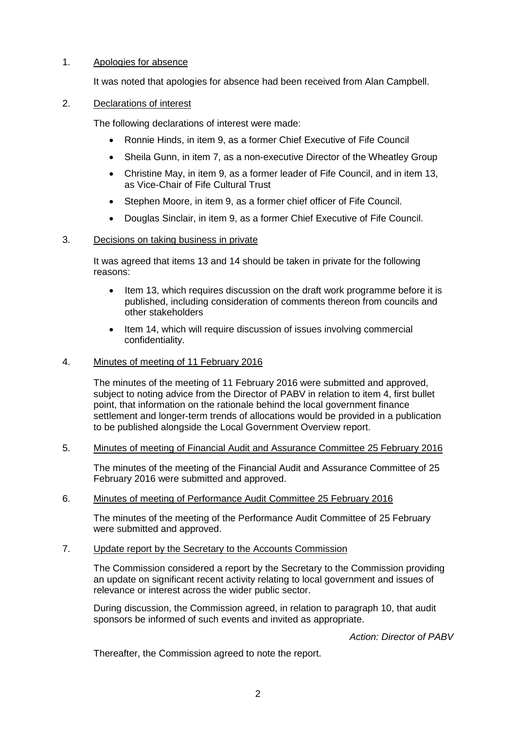1. Apologies for absence

   It was noted that apologies for absence had been received from Alan Campbell.

2. Declarations of interest

   The following declarations of interest were made:

   - Ronnie Hinds, in item 9, as a former Chief Executive of Fife Council
   - Sheila Gunn, in item 7, as a non-executive Director of the Wheatley Group
   - Christine May, in item 9, as a former leader of Fife Council, and in item 13, as Vice-Chair of Fife Cultural Trust
   - Stephen Moore, in item 9, as a former chief officer of Fife Council.
   - Douglas Sinclair, in item 9, as a former Chief Executive of Fife Council.

3. Decisions on taking business in private

   It was agreed that items 13 and 14 should be taken in private for the following reasons:

   - Item 13, which requires discussion on the draft work programme before it is published, including consideration of comments thereon from councils and other stakeholders
   - Item 14, which will require discussion of issues involving commercial confidentiality.

4. Minutes of meeting of 11 February 2016

   The minutes of the meeting of 11 February 2016 were submitted and approved, subject to noting advice from the Director of PABV in relation to item 4, first bullet point, that information on the rationale behind the local government finance settlement and longer-term trends of allocations would be provided in a publication to be published alongside the Local Government Overview report.

5. Minutes of meeting of Financial Audit and Assurance Committee 25 February 2016

   The minutes of the meeting of the Financial Audit and Assurance Committee of 25 February 2016 were submitted and approved.

6. Minutes of meeting of Performance Audit Committee 25 February 2016

   The minutes of the meeting of the Performance Audit Committee of 25 February were submitted and approved.

7. Update report by the Secretary to the Accounts Commission

   The Commission considered a report by the Secretary to the Commission providing an update on significant recent activity relating to local government and issues of relevance or interest across the wider public sector.

   During discussion, the Commission agreed, in relation to paragraph 10, that audit sponsors be informed of such events and invited as appropriate.

   *Action: Director of PABV*

   Thereafter, the Commission agreed to note the report.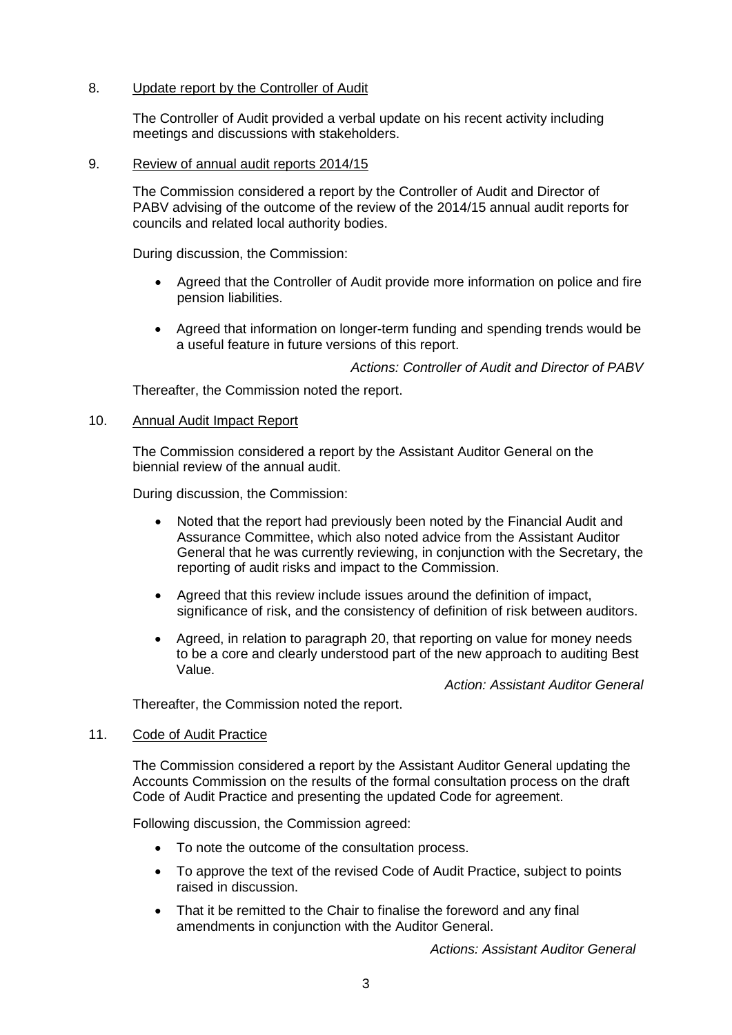8. Update report by the Controller of Audit

The Controller of Audit provided a verbal update on his recent activity including meetings and discussions with stakeholders.

9. Review of annual audit reports 2014/15

The Commission considered a report by the Controller of Audit and Director of PABV advising of the outcome of the review of the 2014/15 annual audit reports for councils and related local authority bodies.

During discussion, the Commission:

- Agreed that the Controller of Audit provide more information on police and fire pension liabilities.
- Agreed that information on longer-term funding and spending trends would be a useful feature in future versions of this report.

*Actions: Controller of Audit and Director of PABV*

Thereafter, the Commission noted the report.

10. Annual Audit Impact Report

The Commission considered a report by the Assistant Auditor General on the biennial review of the annual audit.

During discussion, the Commission:

- Noted that the report had previously been noted by the Financial Audit and Assurance Committee, which also noted advice from the Assistant Auditor General that he was currently reviewing, in conjunction with the Secretary, the reporting of audit risks and impact to the Commission.
- Agreed that this review include issues around the definition of impact, significance of risk, and the consistency of definition of risk between auditors.
- Agreed, in relation to paragraph 20, that reporting on value for money needs to be a core and clearly understood part of the new approach to auditing Best Value.

*Action: Assistant Auditor General*

Thereafter, the Commission noted the report.

11. Code of Audit Practice

The Commission considered a report by the Assistant Auditor General updating the Accounts Commission on the results of the formal consultation process on the draft Code of Audit Practice and presenting the updated Code for agreement.

Following discussion, the Commission agreed:

- To note the outcome of the consultation process.
- To approve the text of the revised Code of Audit Practice, subject to points raised in discussion.
- That it be remitted to the Chair to finalise the foreword and any final amendments in conjunction with the Auditor General.

*Actions: Assistant Auditor General*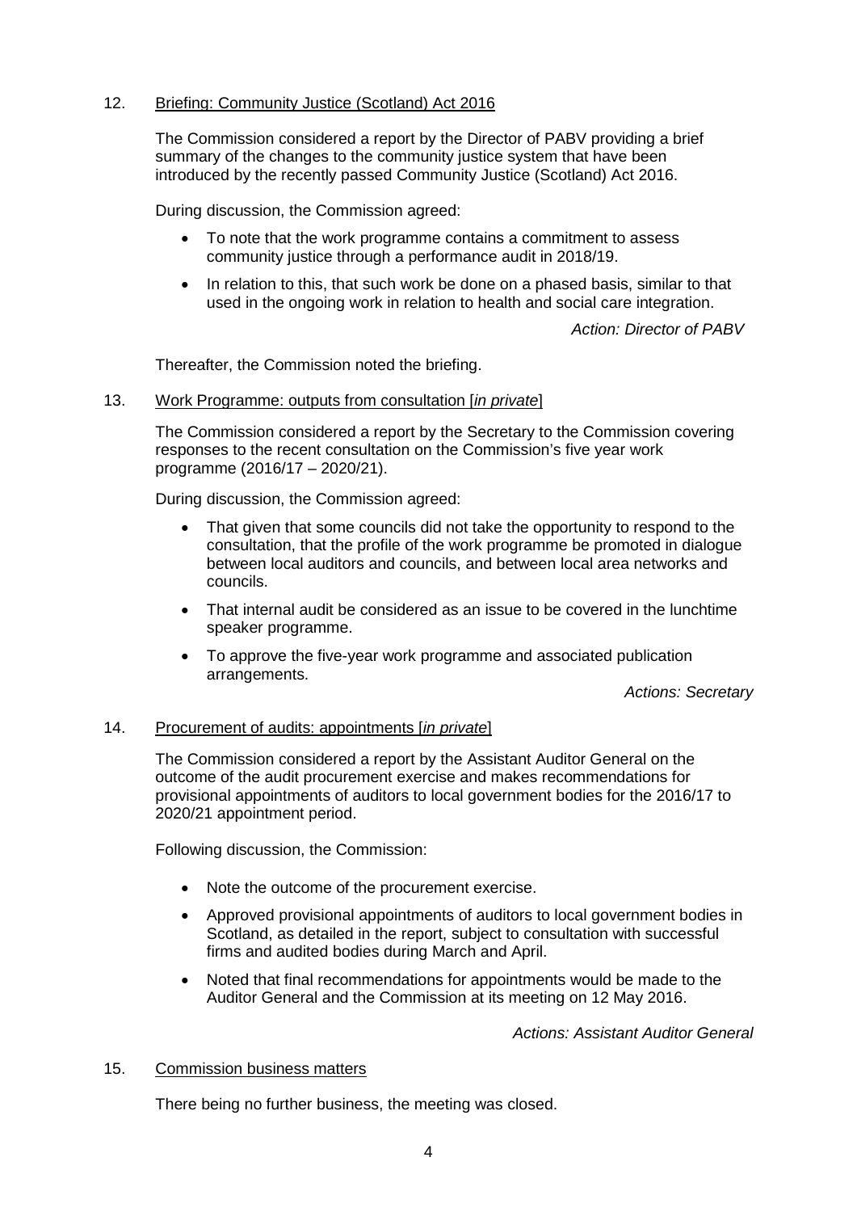12. Briefing: Community Justice (Scotland) Act 2016

The Commission considered a report by the Director of PABV providing a brief summary of the changes to the community justice system that have been introduced by the recently passed Community Justice (Scotland) Act 2016.

During discussion, the Commission agreed:

- To note that the work programme contains a commitment to assess community justice through a performance audit in 2018/19.
- In relation to this, that such work be done on a phased basis, similar to that used in the ongoing work in relation to health and social care integration.

*Action: Director of PABV*

Thereafter, the Commission noted the briefing.

13. Work Programme: outputs from consultation [*in private*]

The Commission considered a report by the Secretary to the Commission covering responses to the recent consultation on the Commission's five year work programme (2016/17 – 2020/21).

During discussion, the Commission agreed:

- That given that some councils did not take the opportunity to respond to the consultation, that the profile of the work programme be promoted in dialogue between local auditors and councils, and between local area networks and councils.
- That internal audit be considered as an issue to be covered in the lunchtime speaker programme.
- To approve the five-year work programme and associated publication arrangements.

*Actions: Secretary*

14. Procurement of audits: appointments [*in private*]

The Commission considered a report by the Assistant Auditor General on the outcome of the audit procurement exercise and makes recommendations for provisional appointments of auditors to local government bodies for the 2016/17 to 2020/21 appointment period.

Following discussion, the Commission:

- Note the outcome of the procurement exercise.
- Approved provisional appointments of auditors to local government bodies in Scotland, as detailed in the report, subject to consultation with successful firms and audited bodies during March and April.
- Noted that final recommendations for appointments would be made to the Auditor General and the Commission at its meeting on 12 May 2016.

*Actions: Assistant Auditor General*

15. Commission business matters

There being no further business, the meeting was closed.